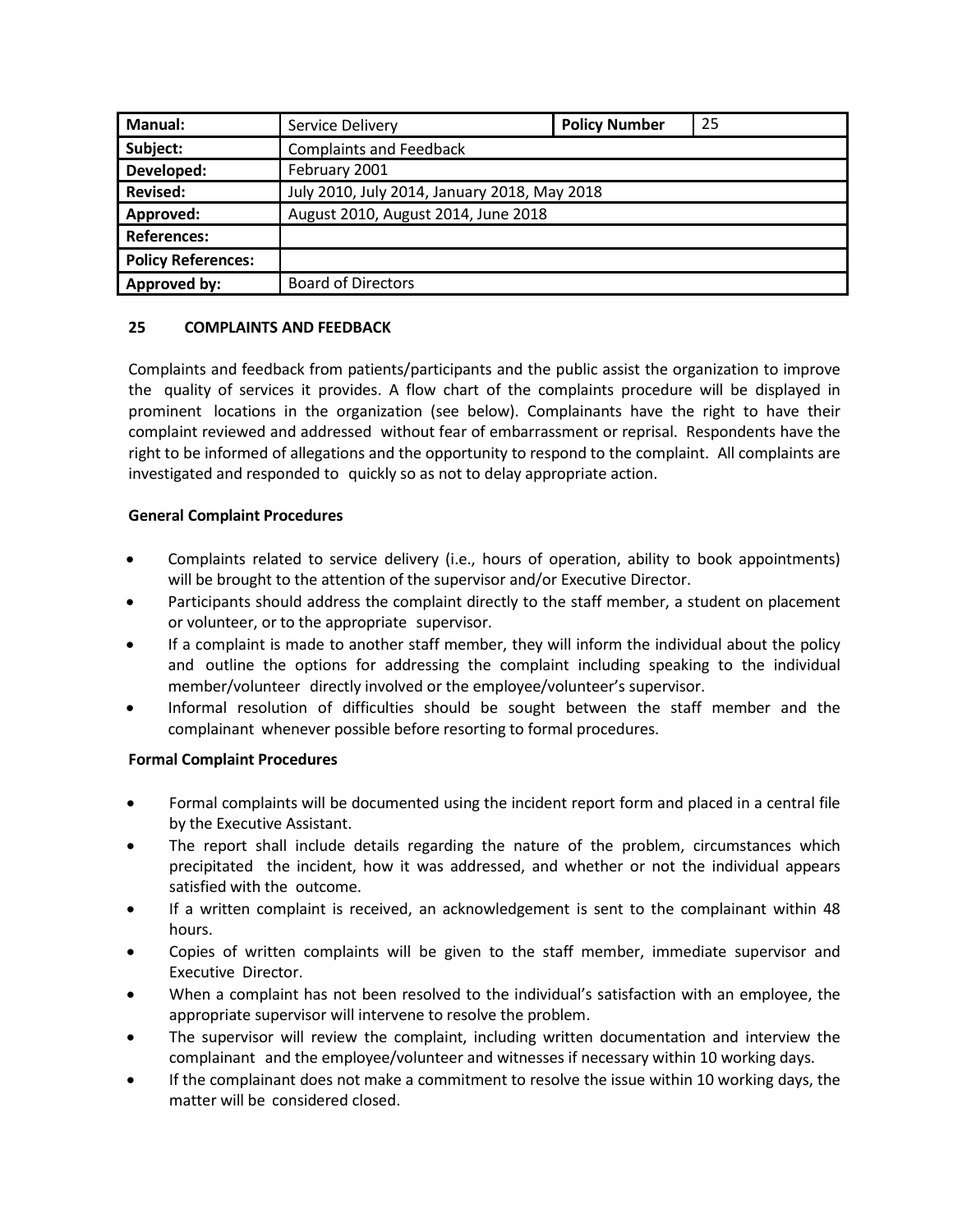| Manual: | Service Delivery | Policy Number | 25 |
|---|---|---|---|
| Subject: | Complaints and Feedback | | |
| Developed: | February 2001 | | |
| Revised: | July 2010, July 2014, January 2018, May 2018 | | |
| Approved: | August 2010, August 2014, June 2018 | | |
| References: | | | |
| Policy References: | | | |
| Approved by: | Board of Directors | | |

## 25 COMPLAINTS AND FEEDBACK

Complaints and feedback from patients/participants and the public assist the organization to improve the quality of services it provides. A flow chart of the complaints procedure will be displayed in prominent locations in the organization (see below). Complainants have the right to have their complaint reviewed and addressed without fear of embarrassment or reprisal. Respondents have the right to be informed of allegations and the opportunity to respond to the complaint. All complaints are investigated and responded to quickly so as not to delay appropriate action.

### General Complaint Procedures

- Complaints related to service delivery (i.e., hours of operation, ability to book appointments) will be brought to the attention of the supervisor and/or Executive Director.
- Participants should address the complaint directly to the staff member, a student on placement or volunteer, or to the appropriate supervisor.
- If a complaint is made to another staff member, they will inform the individual about the policy and outline the options for addressing the complaint including speaking to the individual member/volunteer directly involved or the employee/volunteer's supervisor.
- Informal resolution of difficulties should be sought between the staff member and the complainant whenever possible before resorting to formal procedures.

### Formal Complaint Procedures

- Formal complaints will be documented using the incident report form and placed in a central file by the Executive Assistant.
- The report shall include details regarding the nature of the problem, circumstances which precipitated the incident, how it was addressed, and whether or not the individual appears satisfied with the outcome.
- If a written complaint is received, an acknowledgement is sent to the complainant within 48 hours.
- Copies of written complaints will be given to the staff member, immediate supervisor and Executive Director.
- When a complaint has not been resolved to the individual's satisfaction with an employee, the appropriate supervisor will intervene to resolve the problem.
- The supervisor will review the complaint, including written documentation and interview the complainant and the employee/volunteer and witnesses if necessary within 10 working days.
- If the complainant does not make a commitment to resolve the issue within 10 working days, the matter will be considered closed.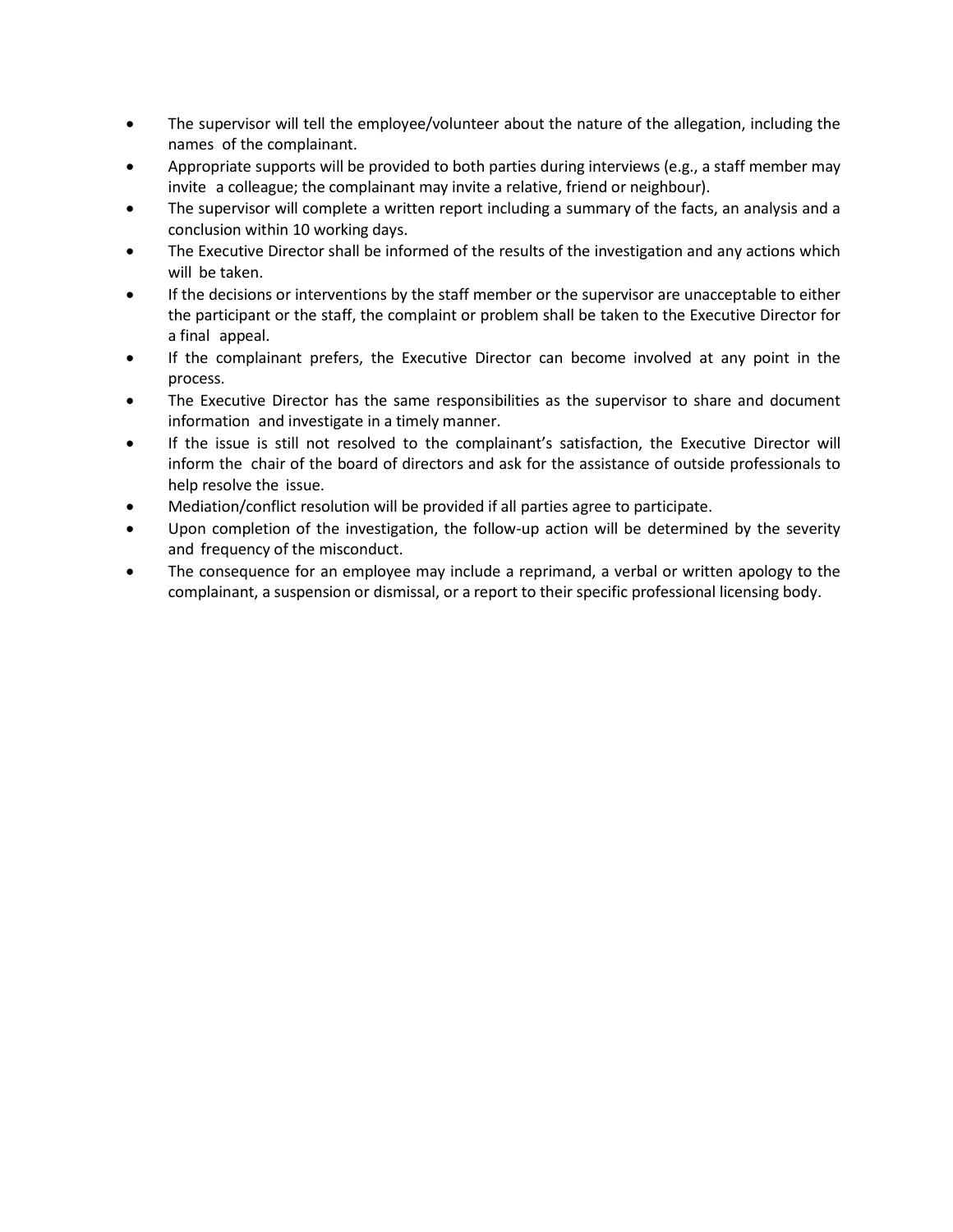- The supervisor will tell the employee/volunteer about the nature of the allegation, including the names of the complainant.
- Appropriate supports will be provided to both parties during interviews (e.g., a staff member may invite a colleague; the complainant may invite a relative, friend or neighbour).
- The supervisor will complete a written report including a summary of the facts, an analysis and a conclusion within 10 working days.
- The Executive Director shall be informed of the results of the investigation and any actions which will be taken.
- If the decisions or interventions by the staff member or the supervisor are unacceptable to either the participant or the staff, the complaint or problem shall be taken to the Executive Director for a final appeal.
- If the complainant prefers, the Executive Director can become involved at any point in the process.
- The Executive Director has the same responsibilities as the supervisor to share and document information and investigate in a timely manner.
- If the issue is still not resolved to the complainant's satisfaction, the Executive Director will inform the chair of the board of directors and ask for the assistance of outside professionals to help resolve the issue.
- Mediation/conflict resolution will be provided if all parties agree to participate.
- Upon completion of the investigation, the follow-up action will be determined by the severity and frequency of the misconduct.
- The consequence for an employee may include a reprimand, a verbal or written apology to the complainant, a suspension or dismissal, or a report to their specific professional licensing body.